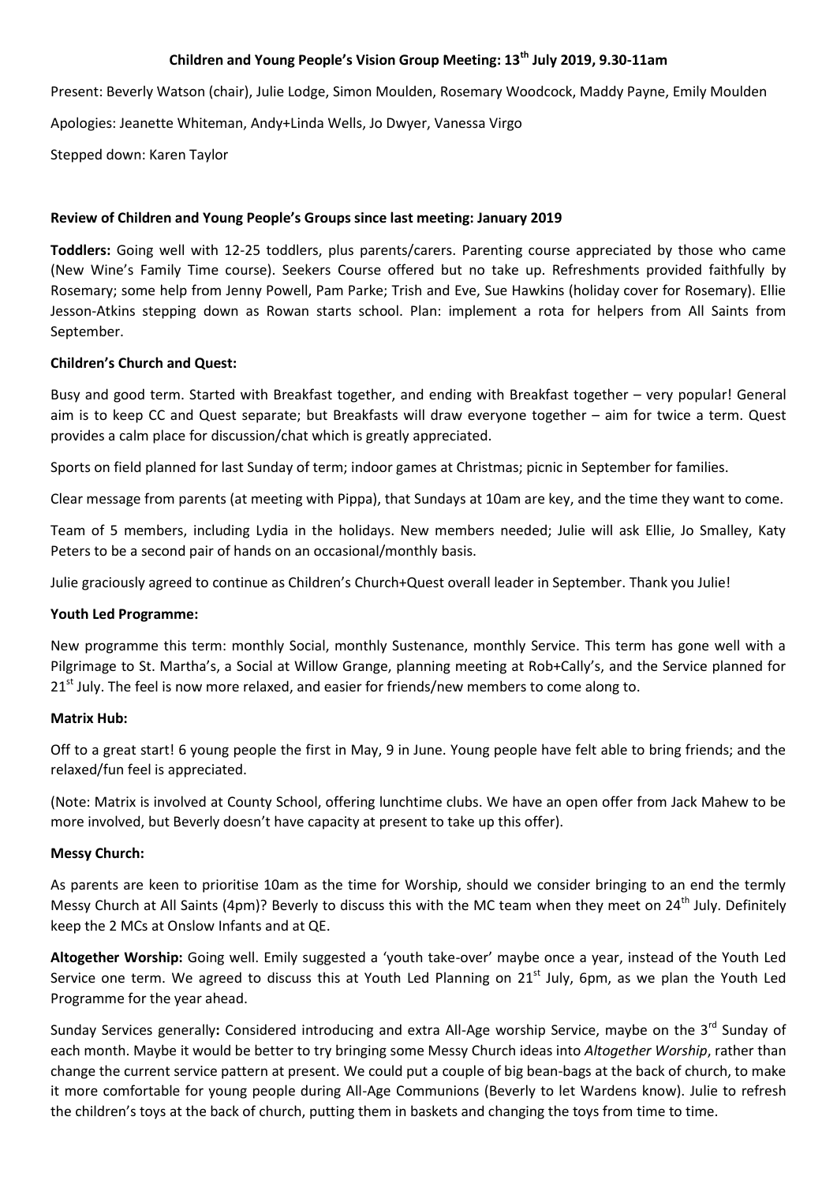**Children and Young People's Vision Group Meeting: 13th July 2019, 9.30-11am**

Present: Beverly Watson (chair), Julie Lodge, Simon Moulden, Rosemary Woodcock, Maddy Payne, Emily Moulden

Apologies: Jeanette Whiteman, Andy+Linda Wells, Jo Dwyer, Vanessa Virgo

Stepped down: Karen Taylor

**Review of Children and Young People's Groups since last meeting: January 2019**

**Toddlers:** Going well with 12-25 toddlers, plus parents/carers. Parenting course appreciated by those who came (New Wine's Family Time course). Seekers Course offered but no take up. Refreshments provided faithfully by Rosemary; some help from Jenny Powell, Pam Parke; Trish and Eve, Sue Hawkins (holiday cover for Rosemary). Ellie Jesson-Atkins stepping down as Rowan starts school. Plan: implement a rota for helpers from All Saints from September.

**Children's Church and Quest:**

Busy and good term. Started with Breakfast together, and ending with Breakfast together – very popular! General aim is to keep CC and Quest separate; but Breakfasts will draw everyone together – aim for twice a term. Quest provides a calm place for discussion/chat which is greatly appreciated.

Sports on field planned for last Sunday of term; indoor games at Christmas; picnic in September for families.

Clear message from parents (at meeting with Pippa), that Sundays at 10am are key, and the time they want to come.

Team of 5 members, including Lydia in the holidays. New members needed; Julie will ask Ellie, Jo Smalley, Katy Peters to be a second pair of hands on an occasional/monthly basis.

Julie graciously agreed to continue as Children's Church+Quest overall leader in September. Thank you Julie!

**Youth Led Programme:**

New programme this term: monthly Social, monthly Sustenance, monthly Service. This term has gone well with a Pilgrimage to St. Martha's, a Social at Willow Grange, planning meeting at Rob+Cally's, and the Service planned for 21st July. The feel is now more relaxed, and easier for friends/new members to come along to.

**Matrix Hub:**

Off to a great start! 6 young people the first in May, 9 in June. Young people have felt able to bring friends; and the relaxed/fun feel is appreciated.

(Note: Matrix is involved at County School, offering lunchtime clubs. We have an open offer from Jack Mahew to be more involved, but Beverly doesn't have capacity at present to take up this offer).

**Messy Church:**

As parents are keen to prioritise 10am as the time for Worship, should we consider bringing to an end the termly Messy Church at All Saints (4pm)? Beverly to discuss this with the MC team when they meet on 24th July. Definitely keep the 2 MCs at Onslow Infants and at QE.

**Altogether Worship:** Going well. Emily suggested a 'youth take-over' maybe once a year, instead of the Youth Led Service one term. We agreed to discuss this at Youth Led Planning on 21st July, 6pm, as we plan the Youth Led Programme for the year ahead.

Sunday Services generally**:** Considered introducing and extra All-Age worship Service, maybe on the 3rd Sunday of each month. Maybe it would be better to try bringing some Messy Church ideas into *Altogether Worship*, rather than change the current service pattern at present. We could put a couple of big bean-bags at the back of church, to make it more comfortable for young people during All-Age Communions (Beverly to let Wardens know). Julie to refresh the children's toys at the back of church, putting them in baskets and changing the toys from time to time.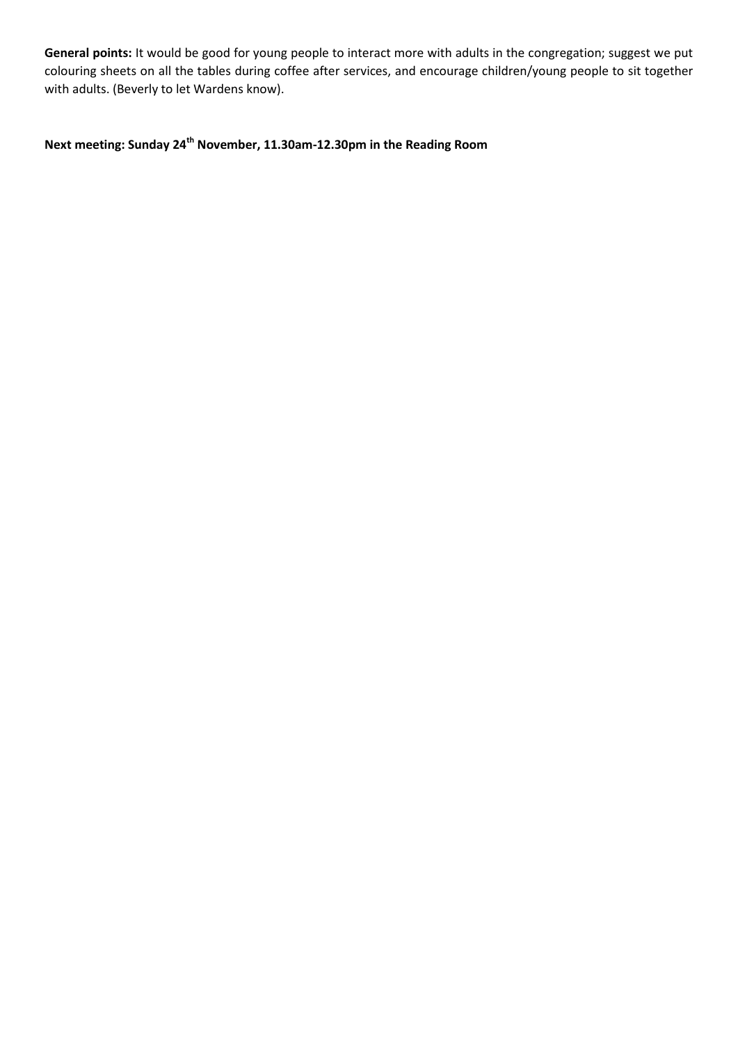**General points:** It would be good for young people to interact more with adults in the congregation; suggest we put colouring sheets on all the tables during coffee after services, and encourage children/young people to sit together with adults. (Beverly to let Wardens know).

**Next meeting: Sunday 24th November, 11.30am-12.30pm in the Reading Room**